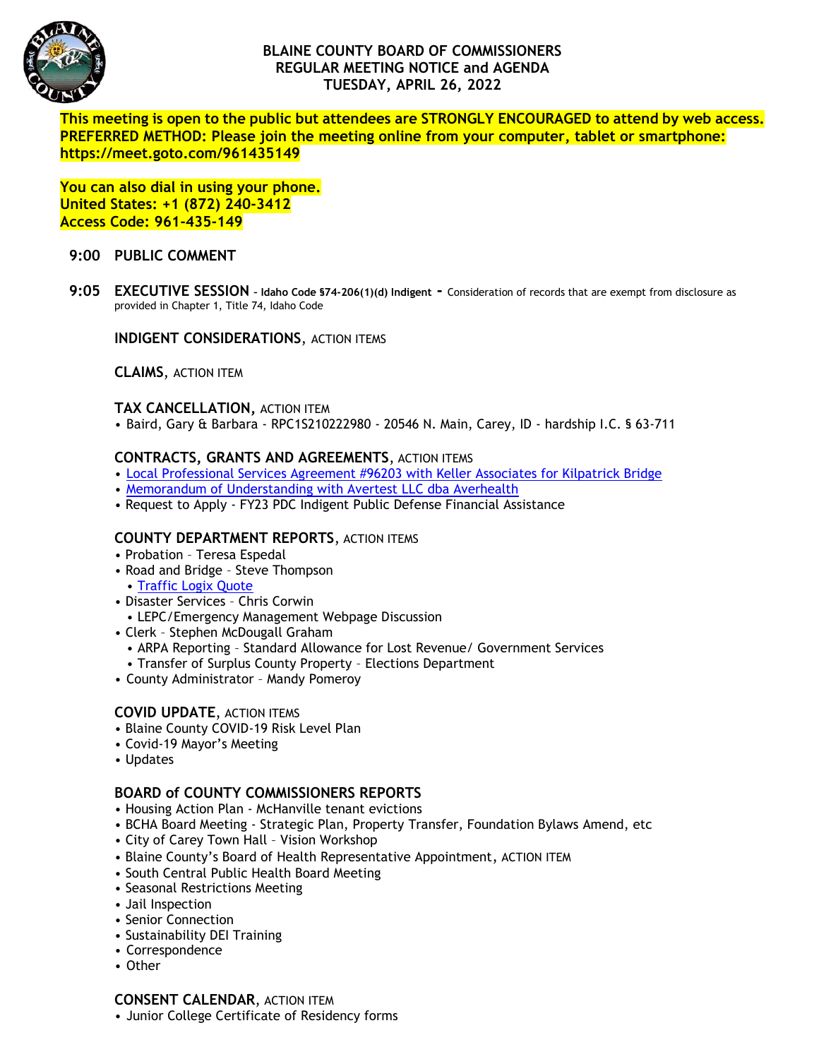# BLAINE COUNTY BOARD OF COMMISSIONERS
## REGULAR MEETING NOTICE and AGENDA
## TUESDAY, APRIL 26, 2022

**This meeting is open to the public but attendees are STRONGLY ENCOURAGED to attend by web access. PREFERRED METHOD: Please join the meeting online from your computer, tablet or smartphone: https://meet.goto.com/961435149**

**You can also dial in using your phone.**
**United States: +1 (872) 240-3412**
**Access Code: 961-435-149**

**9:00 PUBLIC COMMENT**

**9:05 EXECUTIVE SESSION** - **Idaho Code §74-206(1)(d) Indigent** - Consideration of records that are exempt from disclosure as provided in Chapter 1, Title 74, Idaho Code

**INDIGENT CONSIDERATIONS**, ACTION ITEMS

**CLAIMS**, ACTION ITEM

**TAX CANCELLATION,** ACTION ITEM
- Baird, Gary & Barbara - RPC1S210222980 - 20546 N. Main, Carey, ID - hardship I.C. § 63-711

**CONTRACTS, GRANTS AND AGREEMENTS**, ACTION ITEMS
- Local Professional Services Agreement #96203 with Keller Associates for Kilpatrick Bridge
- Memorandum of Understanding with Avertest LLC dba Averhealth
- Request to Apply - FY23 PDC Indigent Public Defense Financial Assistance

**COUNTY DEPARTMENT REPORTS**, ACTION ITEMS
- Probation – Teresa Espedal
- Road and Bridge – Steve Thompson
  - Traffic Logix Quote
- Disaster Services – Chris Corwin
  - LEPC/Emergency Management Webpage Discussion
- Clerk – Stephen McDougall Graham
  - ARPA Reporting – Standard Allowance for Lost Revenue/ Government Services
  - Transfer of Surplus County Property – Elections Department
- County Administrator – Mandy Pomeroy

**COVID UPDATE**, ACTION ITEMS
- Blaine County COVID-19 Risk Level Plan
- Covid-19 Mayor's Meeting
- Updates

**BOARD of COUNTY COMMISSIONERS REPORTS**
- Housing Action Plan - McHanville tenant evictions
- BCHA Board Meeting - Strategic Plan, Property Transfer, Foundation Bylaws Amend, etc
- City of Carey Town Hall – Vision Workshop
- Blaine County's Board of Health Representative Appointment, ACTION ITEM
- South Central Public Health Board Meeting
- Seasonal Restrictions Meeting
- Jail Inspection
- Senior Connection
- Sustainability DEI Training
- Correspondence
- Other

**CONSENT CALENDAR**, ACTION ITEM
- Junior College Certificate of Residency forms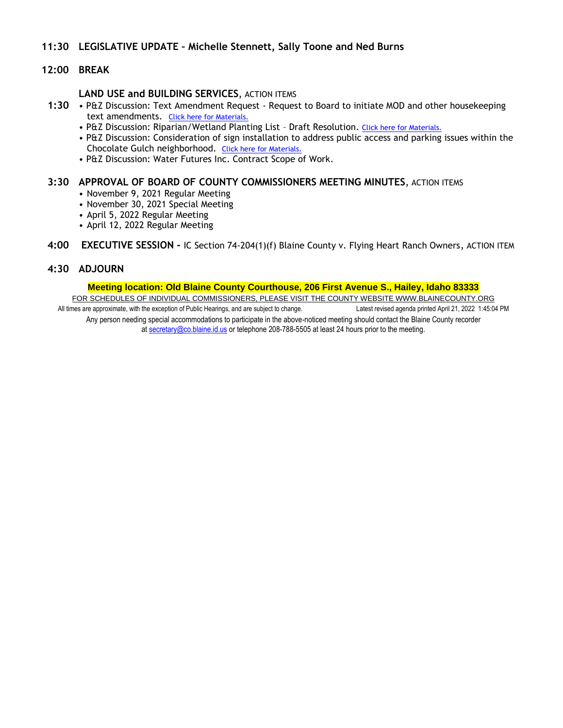**11:30 LEGISLATIVE UPDATE – Michelle Stennett, Sally Toone and Ned Burns**

**12:00 BREAK**

**LAND USE and BUILDING SERVICES**, ACTION ITEMS

**1:30**
- P&Z Discussion: Text Amendment Request - Request to Board to initiate MOD and other housekeeping text amendments. Click here for Materials.
- P&Z Discussion: Riparian/Wetland Planting List – Draft Resolution. Click here for Materials.
- P&Z Discussion: Consideration of sign installation to address public access and parking issues within the Chocolate Gulch neighborhood. Click here for Materials.
- P&Z Discussion: Water Futures Inc. Contract Scope of Work.

**3:30 APPROVAL OF BOARD OF COUNTY COMMISSIONERS MEETING MINUTES**, ACTION ITEMS
- November 9, 2021 Regular Meeting
- November 30, 2021 Special Meeting
- April 5, 2022 Regular Meeting
- April 12, 2022 Regular Meeting

**4:00 EXECUTIVE SESSION -** IC Section 74-204(1)(f) Blaine County v. Flying Heart Ranch Owners, ACTION ITEM

**4:30 ADJOURN**

**Meeting location: Old Blaine County Courthouse, 206 First Avenue S., Hailey, Idaho 83333**

FOR SCHEDULES OF INDIVIDUAL COMMISSIONERS, PLEASE VISIT THE COUNTY WEBSITE WWW.BLAINECOUNTY.ORG

All times are approximate, with the exception of Public Hearings, and are subject to change. Latest revised agenda printed April 21, 2022 1:45:04 PM

Any person needing special accommodations to participate in the above-noticed meeting should contact the Blaine County recorder at secretary@co.blaine.id.us or telephone 208-788-5505 at least 24 hours prior to the meeting.